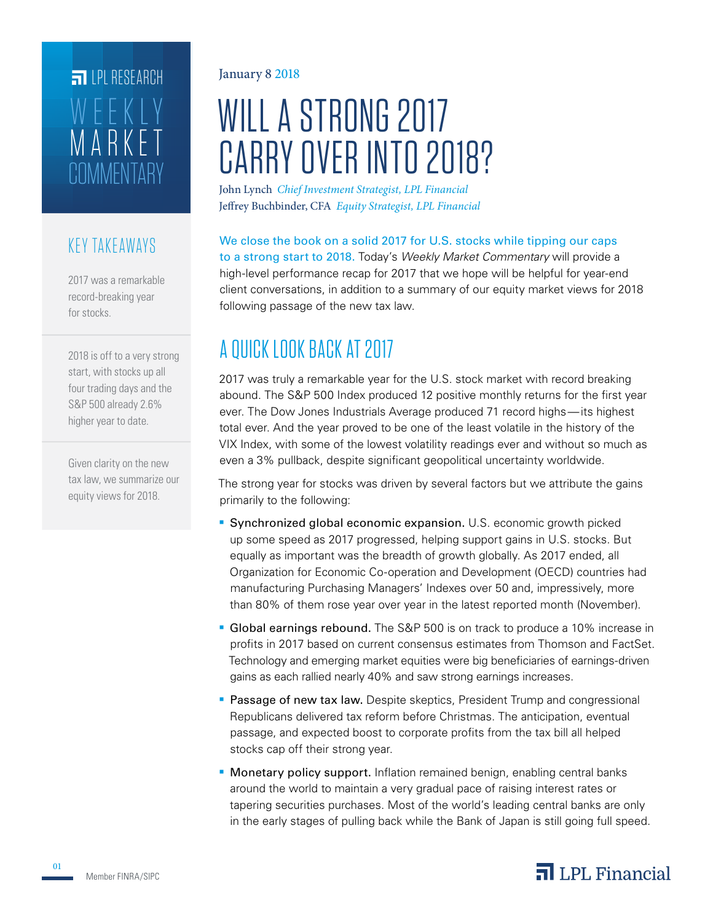LPL RESEARCH

WEEKLY MARKET COMMENTARY

January 8 2018

# WILL A STRONG 2017 CARRY OVER INTO 2018?

John Lynch *Chief Investment Strategist, LPL Financial*
Jeffrey Buchbinder, CFA *Equity Strategist, LPL Financial*

## KEY TAKEAWAYS

2017 was a remarkable record-breaking year for stocks.

2018 is off to a very strong start, with stocks up all four trading days and the S&P 500 already 2.6% higher year to date.

Given clarity on the new tax law, we summarize our equity views for 2018.

We close the book on a solid 2017 for U.S. stocks while tipping our caps to a strong start to 2018. Today's *Weekly Market Commentary* will provide a high-level performance recap for 2017 that we hope will be helpful for year-end client conversations, in addition to a summary of our equity market views for 2018 following passage of the new tax law.

## A QUICK LOOK BACK AT 2017

2017 was truly a remarkable year for the U.S. stock market with record breaking abound. The S&P 500 Index produced 12 positive monthly returns for the first year ever. The Dow Jones Industrials Average produced 71 record highs—its highest total ever. And the year proved to be one of the least volatile in the history of the VIX Index, with some of the lowest volatility readings ever and without so much as even a 3% pullback, despite significant geopolitical uncertainty worldwide.

The strong year for stocks was driven by several factors but we attribute the gains primarily to the following:

- Synchronized global economic expansion. U.S. economic growth picked up some speed as 2017 progressed, helping support gains in U.S. stocks. But equally as important was the breadth of growth globally. As 2017 ended, all Organization for Economic Co-operation and Development (OECD) countries had manufacturing Purchasing Managers' Indexes over 50 and, impressively, more than 80% of them rose year over year in the latest reported month (November).
- Global earnings rebound. The S&P 500 is on track to produce a 10% increase in profits in 2017 based on current consensus estimates from Thomson and FactSet. Technology and emerging market equities were big beneficiaries of earnings-driven gains as each rallied nearly 40% and saw strong earnings increases.
- Passage of new tax law. Despite skeptics, President Trump and congressional Republicans delivered tax reform before Christmas. The anticipation, eventual passage, and expected boost to corporate profits from the tax bill all helped stocks cap off their strong year.
- Monetary policy support. Inflation remained benign, enabling central banks around the world to maintain a very gradual pace of raising interest rates or tapering securities purchases. Most of the world's leading central banks are only in the early stages of pulling back while the Bank of Japan is still going full speed.

Member FINRA/SIPC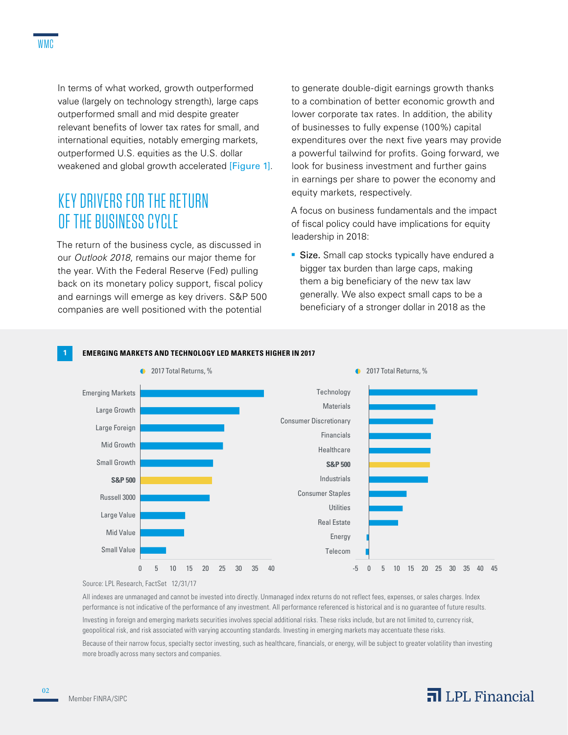In terms of what worked, growth outperformed value (largely on technology strength), large caps outperformed small and mid despite greater relevant benefits of lower tax rates for small, and international equities, notably emerging markets, outperformed U.S. equities as the U.S. dollar weakened and global growth accelerated [Figure 1].

## KEY DRIVERS FOR THE RETURN OF THE BUSINESS CYCLE

The return of the business cycle, as discussed in our *Outlook 2018*, remains our major theme for the year. With the Federal Reserve (Fed) pulling back on its monetary policy support, fiscal policy and earnings will emerge as key drivers. S&P 500 companies are well positioned with the potential to generate double-digit earnings growth thanks to a combination of better economic growth and lower corporate tax rates. In addition, the ability of businesses to fully expense (100%) capital expenditures over the next five years may provide a powerful tailwind for profits. Going forward, we look for business investment and further gains in earnings per share to power the economy and equity markets, respectively.

A focus on business fundamentals and the impact of fiscal policy could have implications for equity leadership in 2018:

- **Size.** Small cap stocks typically have endured a bigger tax burden than large caps, making them a big beneficiary of the new tax law generally. We also expect small caps to be a beneficiary of a stronger dollar in 2018 as the

**1 EMERGING MARKETS AND TECHNOLOGY LED MARKETS HIGHER IN 2017**

2017 Total Returns, %

| Category | 2017 Total Returns, % (approx.) |
|---|---|
| Emerging Markets | 38 |
| Large Growth | 30 |
| Large Foreign | 26 |
| Mid Growth | 25 |
| Small Growth | 22 |
| **S&P 500** | 22 |
| Russell 3000 | 21 |
| Large Value | 14 |
| Mid Value | 13 |
| Small Value | 8 |

2017 Total Returns, %

| Sector | 2017 Total Returns, % (approx.) |
|---|---|
| Technology | 39 |
| Materials | 24 |
| Consumer Discretionary | 23 |
| Financials | 22 |
| Healthcare | 22 |
| **S&P 500** | 22 |
| Industrials | 21 |
| Consumer Staples | 14 |
| Utilities | 12 |
| Real Estate | 11 |
| Energy | -1 |
| Telecom | -1 |

Source: LPL Research, FactSet 12/31/17

All indexes are unmanaged and cannot be invested into directly. Unmanaged index returns do not reflect fees, expenses, or sales charges. Index performance is not indicative of the performance of any investment. All performance referenced is historical and is no guarantee of future results.

Investing in foreign and emerging markets securities involves special additional risks. These risks include, but are not limited to, currency risk, geopolitical risk, and risk associated with varying accounting standards. Investing in emerging markets may accentuate these risks.

Because of their narrow focus, specialty sector investing, such as healthcare, financials, or energy, will be subject to greater volatility than investing more broadly across many sectors and companies.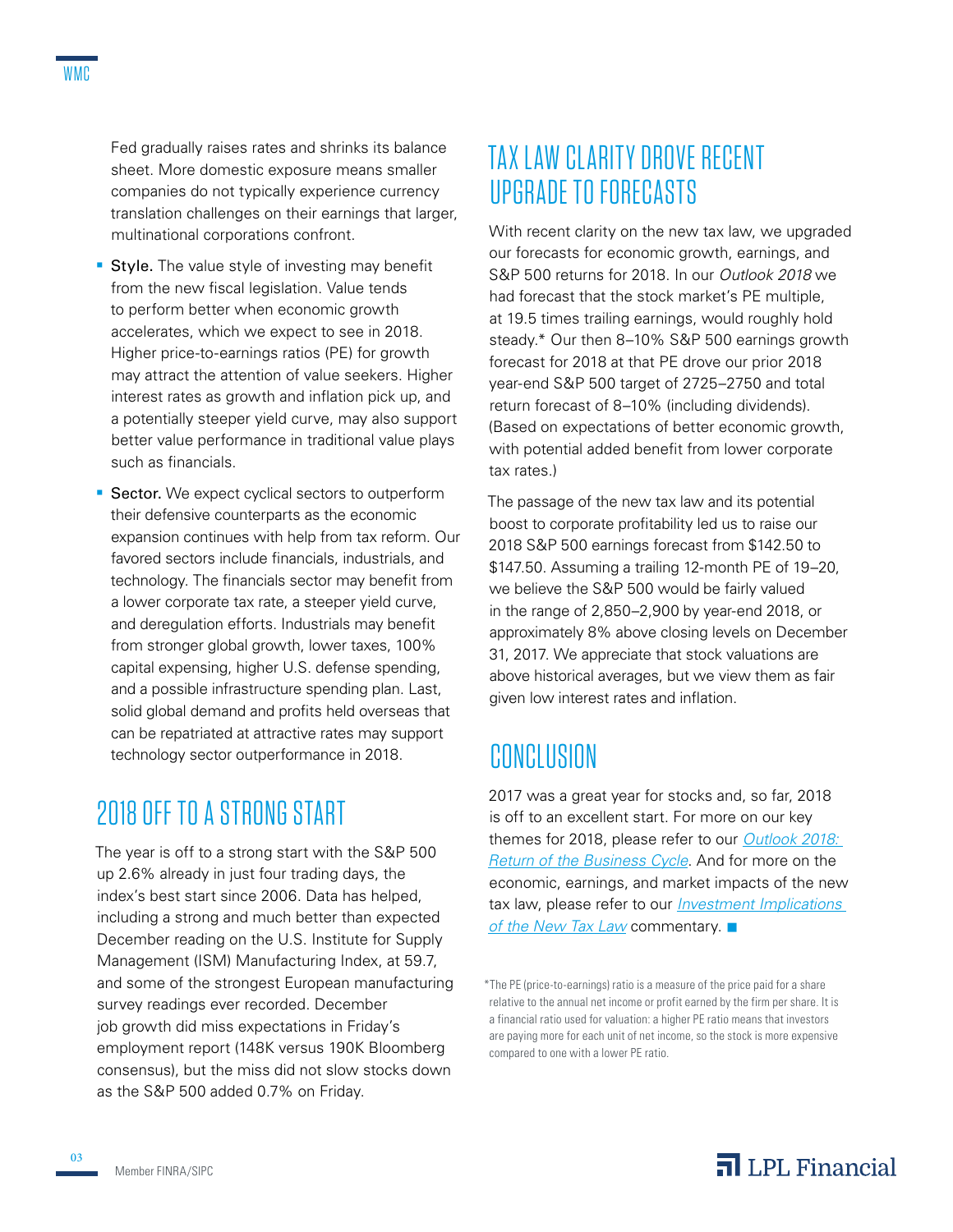Fed gradually raises rates and shrinks its balance sheet. More domestic exposure means smaller companies do not typically experience currency translation challenges on their earnings that larger, multinational corporations confront.

- **Style.** The value style of investing may benefit from the new fiscal legislation. Value tends to perform better when economic growth accelerates, which we expect to see in 2018. Higher price-to-earnings ratios (PE) for growth may attract the attention of value seekers. Higher interest rates as growth and inflation pick up, and a potentially steeper yield curve, may also support better value performance in traditional value plays such as financials.
- **Sector.** We expect cyclical sectors to outperform their defensive counterparts as the economic expansion continues with help from tax reform. Our favored sectors include financials, industrials, and technology. The financials sector may benefit from a lower corporate tax rate, a steeper yield curve, and deregulation efforts. Industrials may benefit from stronger global growth, lower taxes, 100% capital expensing, higher U.S. defense spending, and a possible infrastructure spending plan. Last, solid global demand and profits held overseas that can be repatriated at attractive rates may support technology sector outperformance in 2018.

## 2018 OFF TO A STRONG START

The year is off to a strong start with the S&P 500 up 2.6% already in just four trading days, the index's best start since 2006. Data has helped, including a strong and much better than expected December reading on the U.S. Institute for Supply Management (ISM) Manufacturing Index, at 59.7, and some of the strongest European manufacturing survey readings ever recorded. December job growth did miss expectations in Friday's employment report (148K versus 190K Bloomberg consensus), but the miss did not slow stocks down as the S&P 500 added 0.7% on Friday.

## TAX LAW CLARITY DROVE RECENT UPGRADE TO FORECASTS

With recent clarity on the new tax law, we upgraded our forecasts for economic growth, earnings, and S&P 500 returns for 2018. In our *Outlook 2018* we had forecast that the stock market's PE multiple, at 19.5 times trailing earnings, would roughly hold steady.* Our then 8–10% S&P 500 earnings growth forecast for 2018 at that PE drove our prior 2018 year-end S&P 500 target of 2725–2750 and total return forecast of 8–10% (including dividends). (Based on expectations of better economic growth, with potential added benefit from lower corporate tax rates.)

The passage of the new tax law and its potential boost to corporate profitability led us to raise our 2018 S&P 500 earnings forecast from $142.50 to $147.50. Assuming a trailing 12-month PE of 19–20, we believe the S&P 500 would be fairly valued in the range of 2,850–2,900 by year-end 2018, or approximately 8% above closing levels on December 31, 2017. We appreciate that stock valuations are above historical averages, but we view them as fair given low interest rates and inflation.

## CONCLUSION

2017 was a great year for stocks and, so far, 2018 is off to an excellent start. For more on our key themes for 2018, please refer to our *Outlook 2018: Return of the Business Cycle*. And for more on the economic, earnings, and market impacts of the new tax law, please refer to our *Investment Implications of the New Tax Law* commentary. ■

*The PE (price-to-earnings) ratio is a measure of the price paid for a share relative to the annual net income or profit earned by the firm per share. It is a financial ratio used for valuation: a higher PE ratio means that investors are paying more for each unit of net income, so the stock is more expensive compared to one with a lower PE ratio.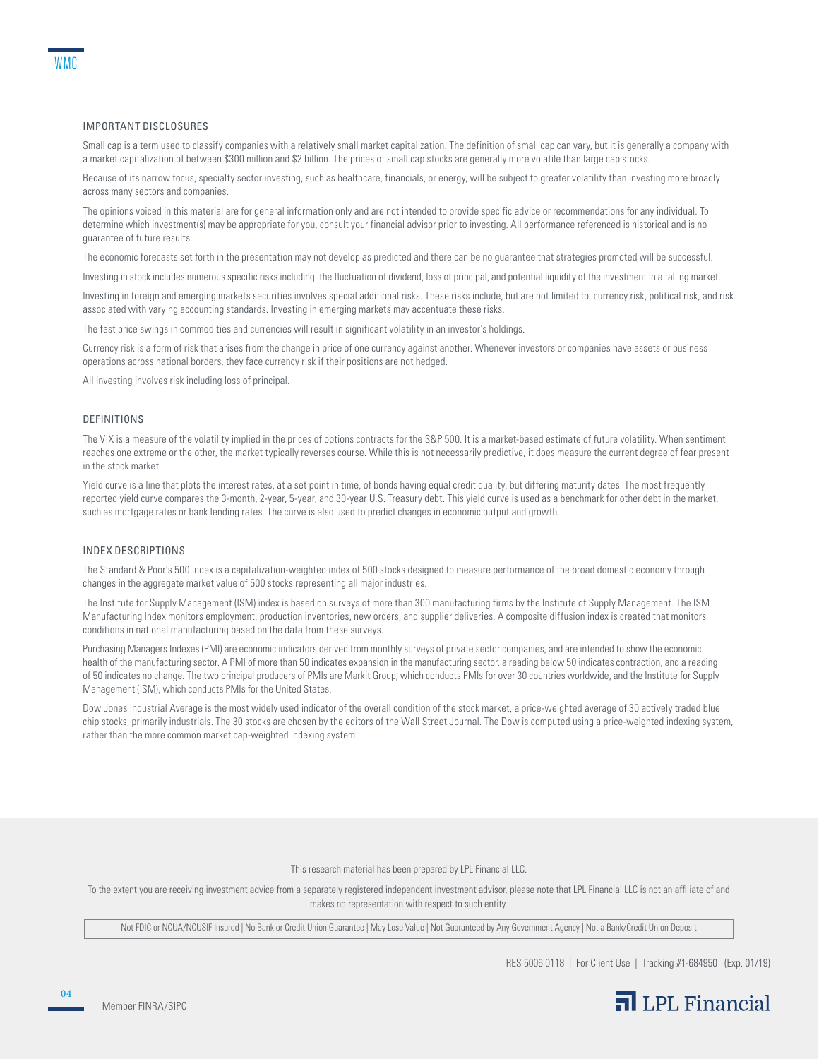## IMPORTANT DISCLOSURES

Small cap is a term used to classify companies with a relatively small market capitalization. The definition of small cap can vary, but it is generally a company with a market capitalization of between $300 million and $2 billion. The prices of small cap stocks are generally more volatile than large cap stocks.

Because of its narrow focus, specialty sector investing, such as healthcare, financials, or energy, will be subject to greater volatility than investing more broadly across many sectors and companies.

The opinions voiced in this material are for general information only and are not intended to provide specific advice or recommendations for any individual. To determine which investment(s) may be appropriate for you, consult your financial advisor prior to investing. All performance referenced is historical and is no guarantee of future results.

The economic forecasts set forth in the presentation may not develop as predicted and there can be no guarantee that strategies promoted will be successful.

Investing in stock includes numerous specific risks including: the fluctuation of dividend, loss of principal, and potential liquidity of the investment in a falling market.

Investing in foreign and emerging markets securities involves special additional risks. These risks include, but are not limited to, currency risk, political risk, and risk associated with varying accounting standards. Investing in emerging markets may accentuate these risks.

The fast price swings in commodities and currencies will result in significant volatility in an investor's holdings.

Currency risk is a form of risk that arises from the change in price of one currency against another. Whenever investors or companies have assets or business operations across national borders, they face currency risk if their positions are not hedged.

All investing involves risk including loss of principal.

## DEFINITIONS

The VIX is a measure of the volatility implied in the prices of options contracts for the S&P 500. It is a market-based estimate of future volatility. When sentiment reaches one extreme or the other, the market typically reverses course. While this is not necessarily predictive, it does measure the current degree of fear present in the stock market.

Yield curve is a line that plots the interest rates, at a set point in time, of bonds having equal credit quality, but differing maturity dates. The most frequently reported yield curve compares the 3-month, 2-year, 5-year, and 30-year U.S. Treasury debt. This yield curve is used as a benchmark for other debt in the market, such as mortgage rates or bank lending rates. The curve is also used to predict changes in economic output and growth.

## INDEX DESCRIPTIONS

The Standard & Poor's 500 Index is a capitalization-weighted index of 500 stocks designed to measure performance of the broad domestic economy through changes in the aggregate market value of 500 stocks representing all major industries.

The Institute for Supply Management (ISM) index is based on surveys of more than 300 manufacturing firms by the Institute of Supply Management. The ISM Manufacturing Index monitors employment, production inventories, new orders, and supplier deliveries. A composite diffusion index is created that monitors conditions in national manufacturing based on the data from these surveys.

Purchasing Managers Indexes (PMI) are economic indicators derived from monthly surveys of private sector companies, and are intended to show the economic health of the manufacturing sector. A PMI of more than 50 indicates expansion in the manufacturing sector, a reading below 50 indicates contraction, and a reading of 50 indicates no change. The two principal producers of PMIs are Markit Group, which conducts PMIs for over 30 countries worldwide, and the Institute for Supply Management (ISM), which conducts PMIs for the United States.

Dow Jones Industrial Average is the most widely used indicator of the overall condition of the stock market, a price-weighted average of 30 actively traded blue chip stocks, primarily industrials. The 30 stocks are chosen by the editors of the Wall Street Journal. The Dow is computed using a price-weighted indexing system, rather than the more common market cap-weighted indexing system.

This research material has been prepared by LPL Financial LLC.

To the extent you are receiving investment advice from a separately registered independent investment advisor, please note that LPL Financial LLC is not an affiliate of and makes no representation with respect to such entity.

Not FDIC or NCUA/NCUSIF Insured | No Bank or Credit Union Guarantee | May Lose Value | Not Guaranteed by Any Government Agency | Not a Bank/Credit Union Deposit

RES 5006 0118 | For Client Use | Tracking #1-684950 (Exp. 01/19)

Member FINRA/SIPC

LPL Financial